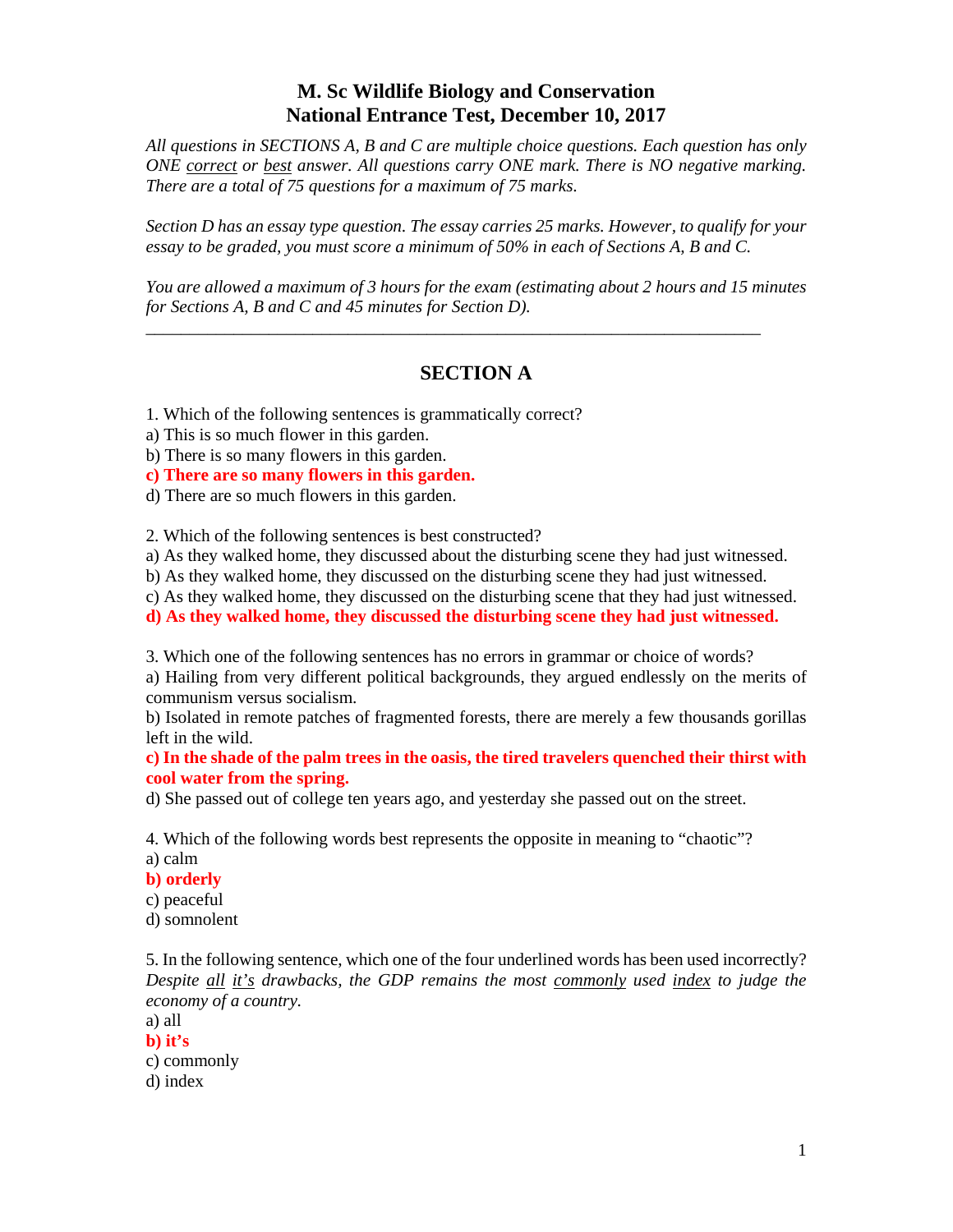# M. Sc Wildlife Biology and Conservation
# National Entrance Test, December 10, 2017

*All questions in SECTIONS A, B and C are multiple choice questions. Each question has only ONE correct or best answer. All questions carry ONE mark. There is NO negative marking. There are a total of 75 questions for a maximum of 75 marks.*

*Section D has an essay type question. The essay carries 25 marks. However, to qualify for your essay to be graded, you must score a minimum of 50% in each of Sections A, B and C.*

*You are allowed a maximum of 3 hours for the exam (estimating about 2 hours and 15 minutes for Sections A, B and C and 45 minutes for Section D).*

---

## SECTION A

1. Which of the following sentences is grammatically correct?
a) This is so much flower in this garden.
b) There is so many flowers in this garden.
**c) There are so many flowers in this garden.**
d) There are so much flowers in this garden.

2. Which of the following sentences is best constructed?
a) As they walked home, they discussed about the disturbing scene they had just witnessed.
b) As they walked home, they discussed on the disturbing scene they had just witnessed.
c) As they walked home, they discussed on the disturbing scene that they had just witnessed.
**d) As they walked home, they discussed the disturbing scene they had just witnessed.**

3. Which one of the following sentences has no errors in grammar or choice of words?
a) Hailing from very different political backgrounds, they argued endlessly on the merits of communism versus socialism.
b) Isolated in remote patches of fragmented forests, there are merely a few thousands gorillas left in the wild.
**c) In the shade of the palm trees in the oasis, the tired travelers quenched their thirst with cool water from the spring.**
d) She passed out of college ten years ago, and yesterday she passed out on the street.

4. Which of the following words best represents the opposite in meaning to "chaotic"?
a) calm
**b) orderly**
c) peaceful
d) somnolent

5. In the following sentence, which one of the four underlined words has been used incorrectly?
*Despite all it's drawbacks, the GDP remains the most commonly used index to judge the economy of a country.*
a) all
**b) it's**
c) commonly
d) index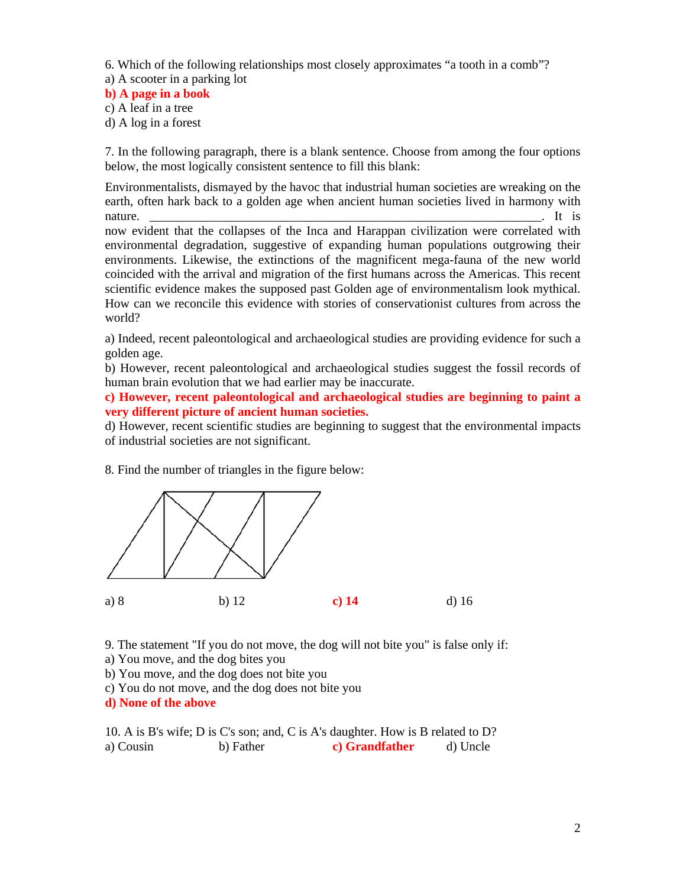6. Which of the following relationships most closely approximates "a tooth in a comb"?
a) A scooter in a parking lot
**b) A page in a book**
c) A leaf in a tree
d) A log in a forest

7. In the following paragraph, there is a blank sentence. Choose from among the four options below, the most logically consistent sentence to fill this blank:

Environmentalists, dismayed by the havoc that industrial human societies are wreaking on the earth, often hark back to a golden age when ancient human societies lived in harmony with nature. \_\_\_\_\_\_\_\_\_\_\_\_\_\_\_\_\_\_\_\_\_\_\_\_\_\_\_\_\_\_\_\_\_\_\_\_\_\_\_\_\_\_\_\_\_\_\_\_\_\_\_\_\_\_\_\_\_\_\_\_. It is now evident that the collapses of the Inca and Harappan civilization were correlated with environmental degradation, suggestive of expanding human populations outgrowing their environments. Likewise, the extinctions of the magnificent mega-fauna of the new world coincided with the arrival and migration of the first humans across the Americas. This recent scientific evidence makes the supposed past Golden age of environmentalism look mythical. How can we reconcile this evidence with stories of conservationist cultures from across the world?

a) Indeed, recent paleontological and archaeological studies are providing evidence for such a golden age.
b) However, recent paleontological and archaeological studies suggest the fossil records of human brain evolution that we had earlier may be inaccurate.
**c) However, recent paleontological and archaeological studies are beginning to paint a very different picture of ancient human societies.**
d) However, recent scientific studies are beginning to suggest that the environmental impacts of industrial societies are not significant.

8. Find the number of triangles in the figure below:

a) 8 b) 12 **c) 14** d) 16

9. The statement "If you do not move, the dog will not bite you" is false only if:
a) You move, and the dog bites you
b) You move, and the dog does not bite you
c) You do not move, and the dog does not bite you
**d) None of the above**

10. A is B's wife; D is C's son; and, C is A's daughter. How is B related to D?
a) Cousin b) Father **c) Grandfather** d) Uncle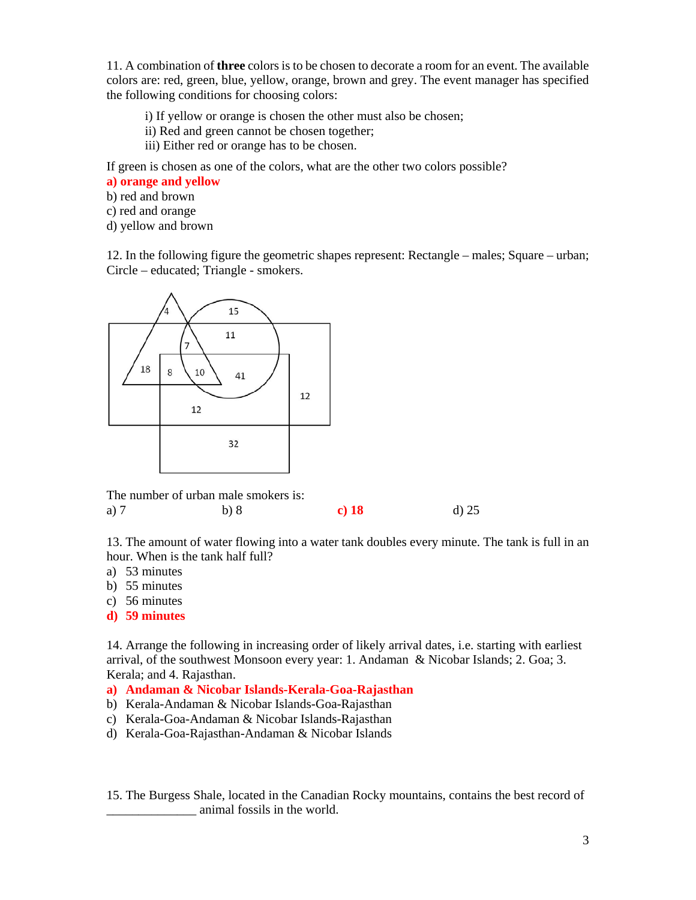11. A combination of **three** colors is to be chosen to decorate a room for an event. The available colors are: red, green, blue, yellow, orange, brown and grey. The event manager has specified the following conditions for choosing colors:

> i) If yellow or orange is chosen the other must also be chosen;
> ii) Red and green cannot be chosen together;
> iii) Either red or orange has to be chosen.

If green is chosen as one of the colors, what are the other two colors possible?

**a) orange and yellow**
b) red and brown
c) red and orange
d) yellow and brown

12. In the following figure the geometric shapes represent: Rectangle – males; Square – urban; Circle – educated; Triangle - smokers.

The number of urban male smokers is:

a) 7 b) 8 **c) 18** d) 25

13. The amount of water flowing into a water tank doubles every minute. The tank is full in an hour. When is the tank half full?

a) 53 minutes
b) 55 minutes
c) 56 minutes
**d) 59 minutes**

14. Arrange the following in increasing order of likely arrival dates, i.e. starting with earliest arrival, of the southwest Monsoon every year: 1. Andaman & Nicobar Islands; 2. Goa; 3. Kerala; and 4. Rajasthan.

**a) Andaman & Nicobar Islands-Kerala-Goa-Rajasthan**
b) Kerala-Andaman & Nicobar Islands-Goa-Rajasthan
c) Kerala-Goa-Andaman & Nicobar Islands-Rajasthan
d) Kerala-Goa-Rajasthan-Andaman & Nicobar Islands

15. The Burgess Shale, located in the Canadian Rocky mountains, contains the best record of ______________ animal fossils in the world.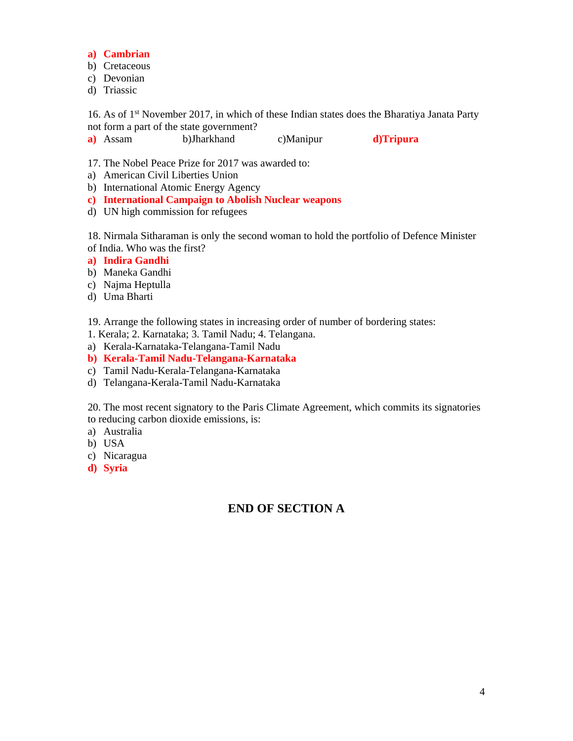**a) Cambrian**
b) Cretaceous
c) Devonian
d) Triassic

16. As of 1st November 2017, in which of these Indian states does the Bharatiya Janata Party not form a part of the state government?
**a)** Assam b)Jharkhand c)Manipur **d)Tripura**

17. The Nobel Peace Prize for 2017 was awarded to:
a) American Civil Liberties Union
b) International Atomic Energy Agency
**c) International Campaign to Abolish Nuclear weapons**
d) UN high commission for refugees

18. Nirmala Sitharaman is only the second woman to hold the portfolio of Defence Minister of India. Who was the first?
**a) Indira Gandhi**
b) Maneka Gandhi
c) Najma Heptulla
d) Uma Bharti

19. Arrange the following states in increasing order of number of bordering states:
1. Kerala; 2. Karnataka; 3. Tamil Nadu; 4. Telangana.
a) Kerala-Karnataka-Telangana-Tamil Nadu
**b) Kerala-Tamil Nadu-Telangana-Karnataka**
c) Tamil Nadu-Kerala-Telangana-Karnataka
d) Telangana-Kerala-Tamil Nadu-Karnataka

20. The most recent signatory to the Paris Climate Agreement, which commits its signatories to reducing carbon dioxide emissions, is:
a) Australia
b) USA
c) Nicaragua
**d) Syria**

## END OF SECTION A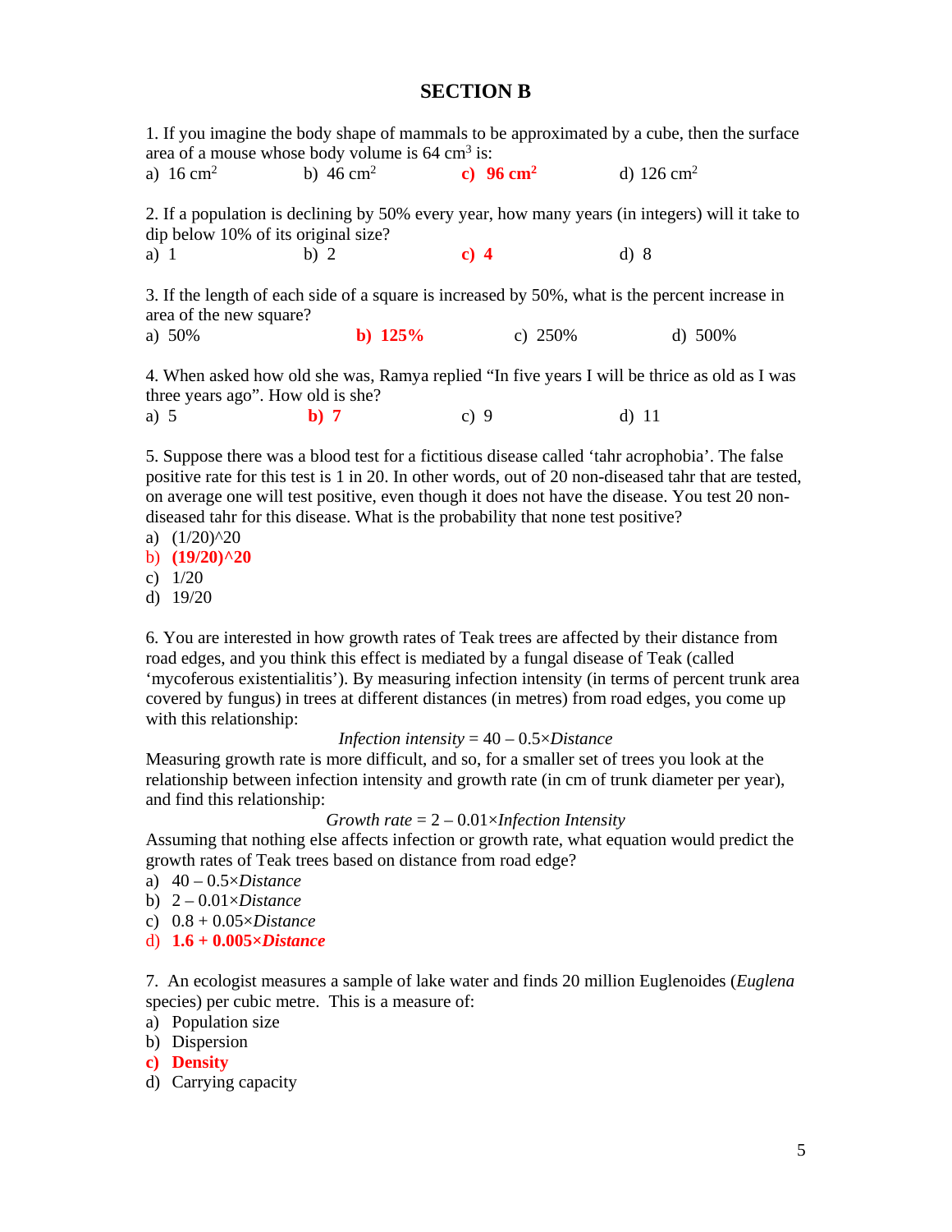# SECTION B

1. If you imagine the body shape of mammals to be approximated by a cube, then the surface area of a mouse whose body volume is 64 $cm^3$ is:

a) 16 $cm^2$ b) 46 $cm^2$ **c) 96 $cm^2$** d) 126 $cm^2$

2. If a population is declining by 50% every year, how many years (in integers) will it take to dip below 10% of its original size?

a) 1 b) 2 **c) 4** d) 8

3. If the length of each side of a square is increased by 50%, what is the percent increase in area of the new square?

a) 50% **b) 125%** c) 250% d) 500%

4. When asked how old she was, Ramya replied "In five years I will be thrice as old as I was three years ago". How old is she?

a) 5 **b) 7** c) 9 d) 11

5. Suppose there was a blood test for a fictitious disease called 'tahr acrophobia'. The false positive rate for this test is 1 in 20. In other words, out of 20 non-diseased tahr that are tested, on average one will test positive, even though it does not have the disease. You test 20 non-diseased tahr for this disease. What is the probability that none test positive?

a) (1/20)^20
b) **(19/20)^20**
c) 1/20
d) 19/20

6. You are interested in how growth rates of Teak trees are affected by their distance from road edges, and you think this effect is mediated by a fungal disease of Teak (called 'mycoferous existentialitis'). By measuring infection intensity (in terms of percent trunk area covered by fungus) in trees at different distances (in metres) from road edges, you come up with this relationship:

$$\textit{Infection intensity} = 40 - 0.5 \times \textit{Distance}$$

Measuring growth rate is more difficult, and so, for a smaller set of trees you look at the relationship between infection intensity and growth rate (in cm of trunk diameter per year), and find this relationship:

$$\textit{Growth rate} = 2 - 0.01 \times \textit{Infection Intensity}$$

Assuming that nothing else affects infection or growth rate, what equation would predict the growth rates of Teak trees based on distance from road edge?

a) $40 - 0.5 \times \textit{Distance}$
b) $2 - 0.01 \times \textit{Distance}$
c) $0.8 + 0.05 \times \textit{Distance}$
d) **$1.6 + 0.005 \times \textit{Distance}$**

7. An ecologist measures a sample of lake water and finds 20 million Euglenoides (*Euglena* species) per cubic metre. This is a measure of:

a) Population size
b) Dispersion
c) **Density**
d) Carrying capacity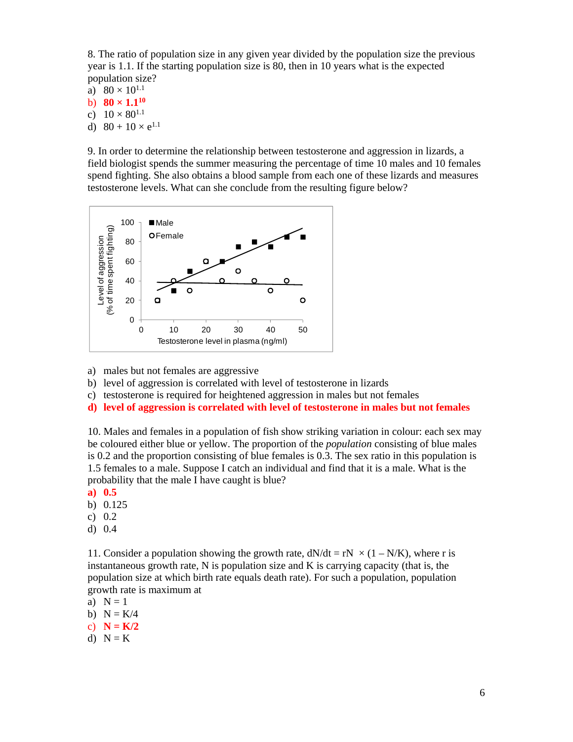8. The ratio of population size in any given year divided by the population size the previous year is 1.1. If the starting population size is 80, then in 10 years what is the expected population size?

a) $80 \times 10^{1.1}$
b) **$80 \times 1.1^{10}$**
c) $10 \times 80^{1.1}$
d) $80 + 10 \times e^{1.1}$

9. In order to determine the relationship between testosterone and aggression in lizards, a field biologist spends the summer measuring the percentage of time 10 males and 10 females spend fighting. She also obtains a blood sample from each one of these lizards and measures testosterone levels. What can she conclude from the resulting figure below?

a) males but not females are aggressive
b) level of aggression is correlated with level of testosterone in lizards
c) testosterone is required for heightened aggression in males but not females
d) **level of aggression is correlated with level of testosterone in males but not females**

10. Males and females in a population of fish show striking variation in colour: each sex may be coloured either blue or yellow. The proportion of the *population* consisting of blue males is 0.2 and the proportion consisting of blue females is 0.3. The sex ratio in this population is 1.5 females to a male. Suppose I catch an individual and find that it is a male. What is the probability that the male I have caught is blue?

a) **0.5**
b) 0.125
c) 0.2
d) 0.4

11. Consider a population showing the growth rate, $dN/dt = rN \times (1 - N/K)$, where r is instantaneous growth rate, N is population size and K is carrying capacity (that is, the population size at which birth rate equals death rate). For such a population, population growth rate is maximum at

a) $N = 1$
b) $N = K/4$
c) **$N = K/2$**
d) $N = K$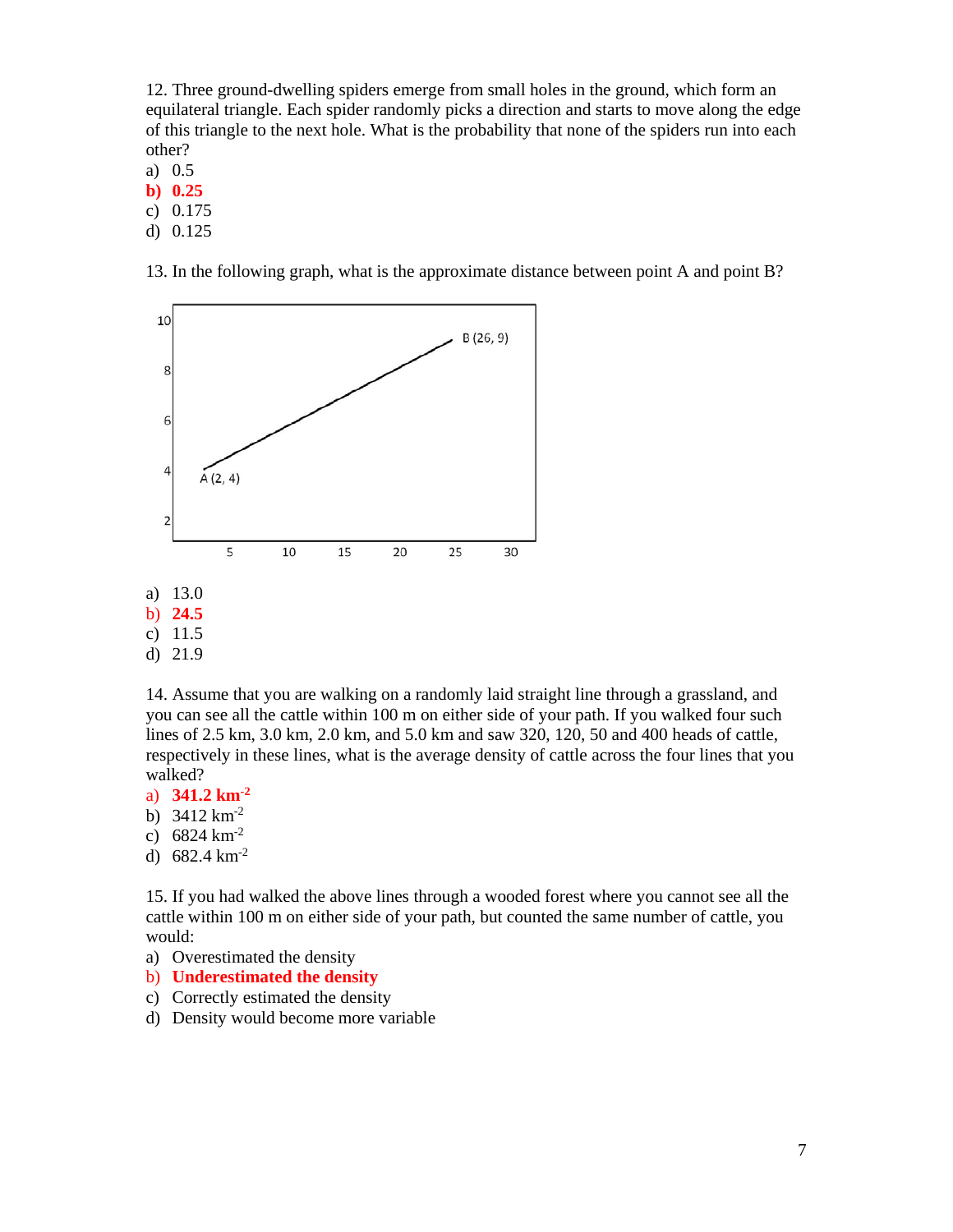12. Three ground-dwelling spiders emerge from small holes in the ground, which form an equilateral triangle. Each spider randomly picks a direction and starts to move along the edge of this triangle to the next hole. What is the probability that none of the spiders run into each other?

a) 0.5
**b) 0.25**
c) 0.175
d) 0.125

13. In the following graph, what is the approximate distance between point A and point B?

a) 13.0
**b) 24.5**
c) 11.5
d) 21.9

14. Assume that you are walking on a randomly laid straight line through a grassland, and you can see all the cattle within 100 m on either side of your path. If you walked four such lines of 2.5 km, 3.0 km, 2.0 km, and 5.0 km and saw 320, 120, 50 and 400 heads of cattle, respectively in these lines, what is the average density of cattle across the four lines that you walked?

**a) 341.2 $km^{-2}$**
b) 3412 $km^{-2}$
c) 6824 $km^{-2}$
d) 682.4 $km^{-2}$

15. If you had walked the above lines through a wooded forest where you cannot see all the cattle within 100 m on either side of your path, but counted the same number of cattle, you would:

a) Overestimated the density
**b) Underestimated the density**
c) Correctly estimated the density
d) Density would become more variable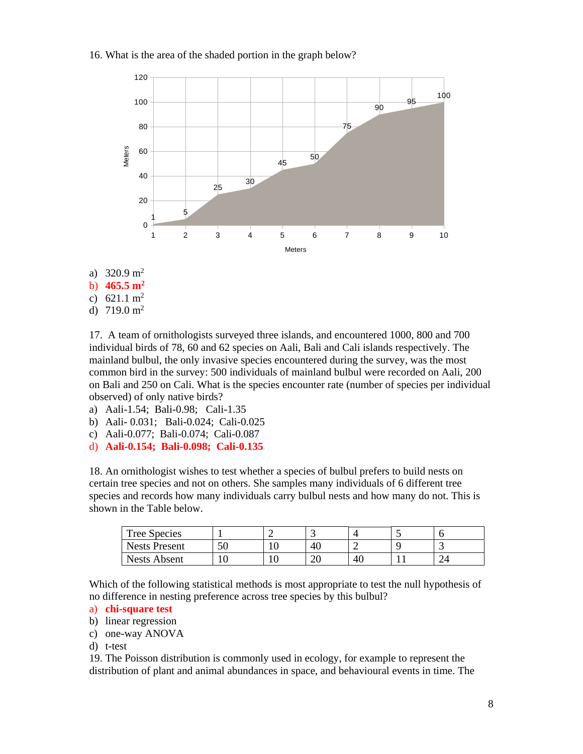16. What is the area of the shaded portion in the graph below?

a) 320.9 $m^2$
b) **465.5 $m^2$**
c) 621.1 $m^2$
d) 719.0 $m^2$

17. A team of ornithologists surveyed three islands, and encountered 1000, 800 and 700 individual birds of 78, 60 and 62 species on Aali, Bali and Cali islands respectively. The mainland bulbul, the only invasive species encountered during the survey, was the most common bird in the survey: 500 individuals of mainland bulbul were recorded on Aali, 200 on Bali and 250 on Cali. What is the species encounter rate (number of species per individual observed) of only native birds?

a) Aali-1.54; Bali-0.98; Cali-1.35
b) Aali- 0.031; Bali-0.024; Cali-0.025
c) Aali-0.077; Bali-0.074; Cali-0.087
d) **Aali-0.154; Bali-0.098; Cali-0.135**

18. An ornithologist wishes to test whether a species of bulbul prefers to build nests on certain tree species and not on others. She samples many individuals of 6 different tree species and records how many individuals carry bulbul nests and how many do not. This is shown in the Table below.

| Tree Species | 1 | 2 | 3 | 4 | 5 | 6 |
|---|---|---|---|---|---|---|
| Nests Present | 50 | 10 | 40 | 2 | 9 | 3 |
| Nests Absent | 10 | 10 | 20 | 40 | 11 | 24 |

Which of the following statistical methods is most appropriate to test the null hypothesis of no difference in nesting preference across tree species by this bulbul?

a) **chi-square test**
b) linear regression
c) one-way ANOVA
d) t-test

19. The Poisson distribution is commonly used in ecology, for example to represent the distribution of plant and animal abundances in space, and behavioural events in time. The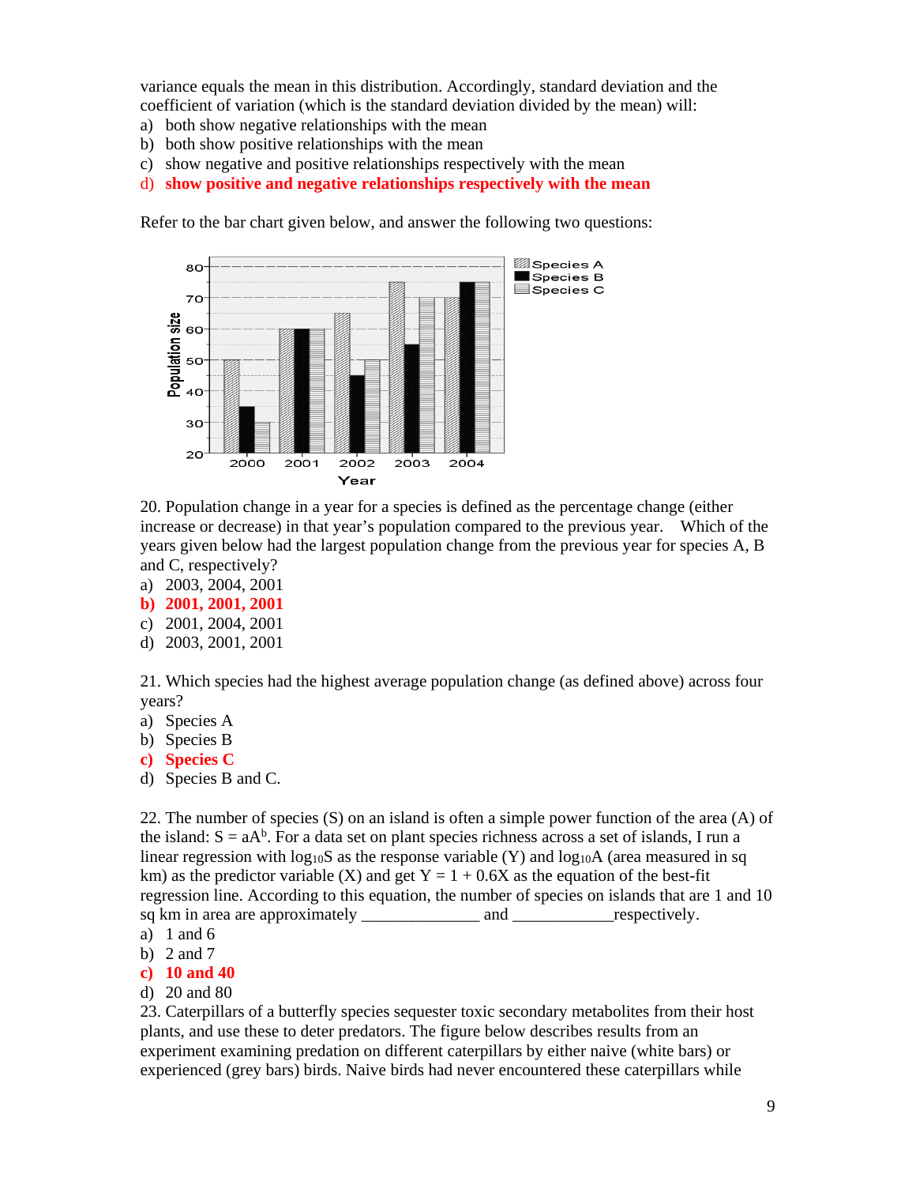variance equals the mean in this distribution. Accordingly, standard deviation and the coefficient of variation (which is the standard deviation divided by the mean) will:

a) both show negative relationships with the mean
b) both show positive relationships with the mean
c) show negative and positive relationships respectively with the mean
d) **show positive and negative relationships respectively with the mean**

Refer to the bar chart given below, and answer the following two questions:

20. Population change in a year for a species is defined as the percentage change (either increase or decrease) in that year's population compared to the previous year. Which of the years given below had the largest population change from the previous year for species A, B and C, respectively?

a) 2003, 2004, 2001
b) **2001, 2001, 2001**
c) 2001, 2004, 2001
d) 2003, 2001, 2001

21. Which species had the highest average population change (as defined above) across four years?

a) Species A
b) Species B
c) **Species C**
d) Species B and C.

22. The number of species (S) on an island is often a simple power function of the area (A) of the island: $S = aA^b$. For a data set on plant species richness across a set of islands, I run a linear regression with $\log_{10}S$ as the response variable (Y) and $\log_{10}A$ (area measured in sq km) as the predictor variable (X) and get $Y = 1 + 0.6X$ as the equation of the best-fit regression line. According to this equation, the number of species on islands that are 1 and 10 sq km in area are approximately ______________ and ____________respectively.

a) 1 and 6
b) 2 and 7
c) **10 and 40**
d) 20 and 80

23. Caterpillars of a butterfly species sequester toxic secondary metabolites from their host plants, and use these to deter predators. The figure below describes results from an experiment examining predation on different caterpillars by either naive (white bars) or experienced (grey bars) birds. Naive birds had never encountered these caterpillars while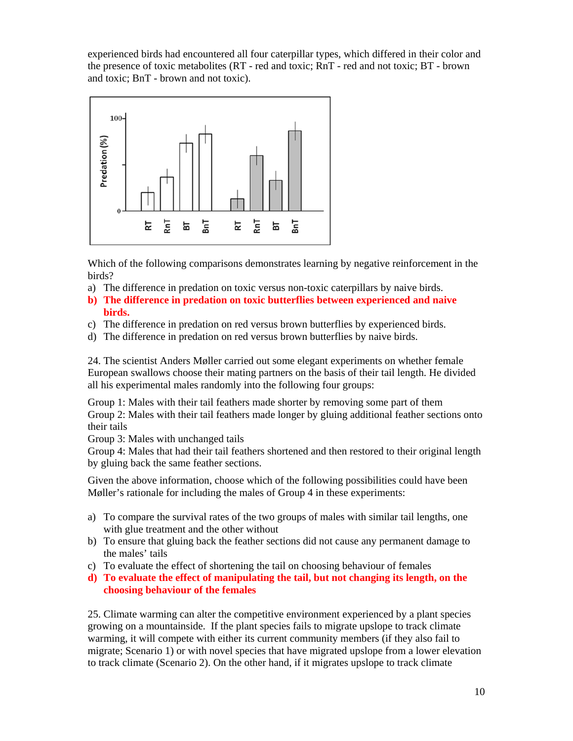experienced birds had encountered all four caterpillar types, which differed in their color and the presence of toxic metabolites (RT - red and toxic; RnT - red and not toxic; BT - brown and toxic; BnT - brown and not toxic).

Which of the following comparisons demonstrates learning by negative reinforcement in the birds?

a) The difference in predation on toxic versus non-toxic caterpillars by naive birds.
**b) The difference in predation on toxic butterflies between experienced and naive birds.**
c) The difference in predation on red versus brown butterflies by experienced birds.
d) The difference in predation on red versus brown butterflies by naive birds.

24. The scientist Anders Møller carried out some elegant experiments on whether female European swallows choose their mating partners on the basis of their tail length. He divided all his experimental males randomly into the following four groups:

Group 1: Males with their tail feathers made shorter by removing some part of them
Group 2: Males with their tail feathers made longer by gluing additional feather sections onto their tails
Group 3: Males with unchanged tails
Group 4: Males that had their tail feathers shortened and then restored to their original length by gluing back the same feather sections.

Given the above information, choose which of the following possibilities could have been Møller's rationale for including the males of Group 4 in these experiments:

a) To compare the survival rates of the two groups of males with similar tail lengths, one with glue treatment and the other without
b) To ensure that gluing back the feather sections did not cause any permanent damage to the males' tails
c) To evaluate the effect of shortening the tail on choosing behaviour of females
**d) To evaluate the effect of manipulating the tail, but not changing its length, on the choosing behaviour of the females**

25. Climate warming can alter the competitive environment experienced by a plant species growing on a mountainside. If the plant species fails to migrate upslope to track climate warming, it will compete with either its current community members (if they also fail to migrate; Scenario 1) or with novel species that have migrated upslope from a lower elevation to track climate (Scenario 2). On the other hand, if it migrates upslope to track climate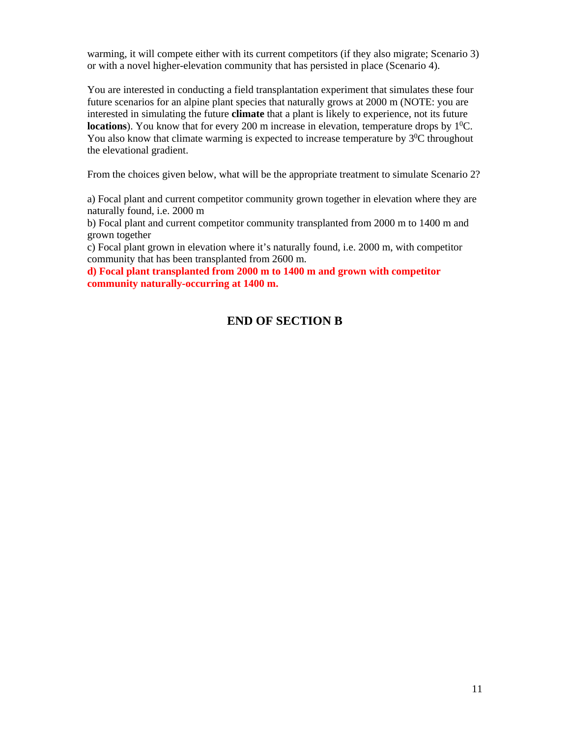warming, it will compete either with its current competitors (if they also migrate; Scenario 3) or with a novel higher-elevation community that has persisted in place (Scenario 4).

You are interested in conducting a field transplantation experiment that simulates these four future scenarios for an alpine plant species that naturally grows at 2000 m (NOTE: you are interested in simulating the future **climate** that a plant is likely to experience, not its future **locations**). You know that for every 200 m increase in elevation, temperature drops by $1^0$C. You also know that climate warming is expected to increase temperature by $3^0$C throughout the elevational gradient.

From the choices given below, what will be the appropriate treatment to simulate Scenario 2?

a) Focal plant and current competitor community grown together in elevation where they are naturally found, i.e. 2000 m
b) Focal plant and current competitor community transplanted from 2000 m to 1400 m and grown together
c) Focal plant grown in elevation where it's naturally found, i.e. 2000 m, with competitor community that has been transplanted from 2600 m.
**d) Focal plant transplanted from 2000 m to 1400 m and grown with competitor community naturally-occurring at 1400 m.**

## END OF SECTION B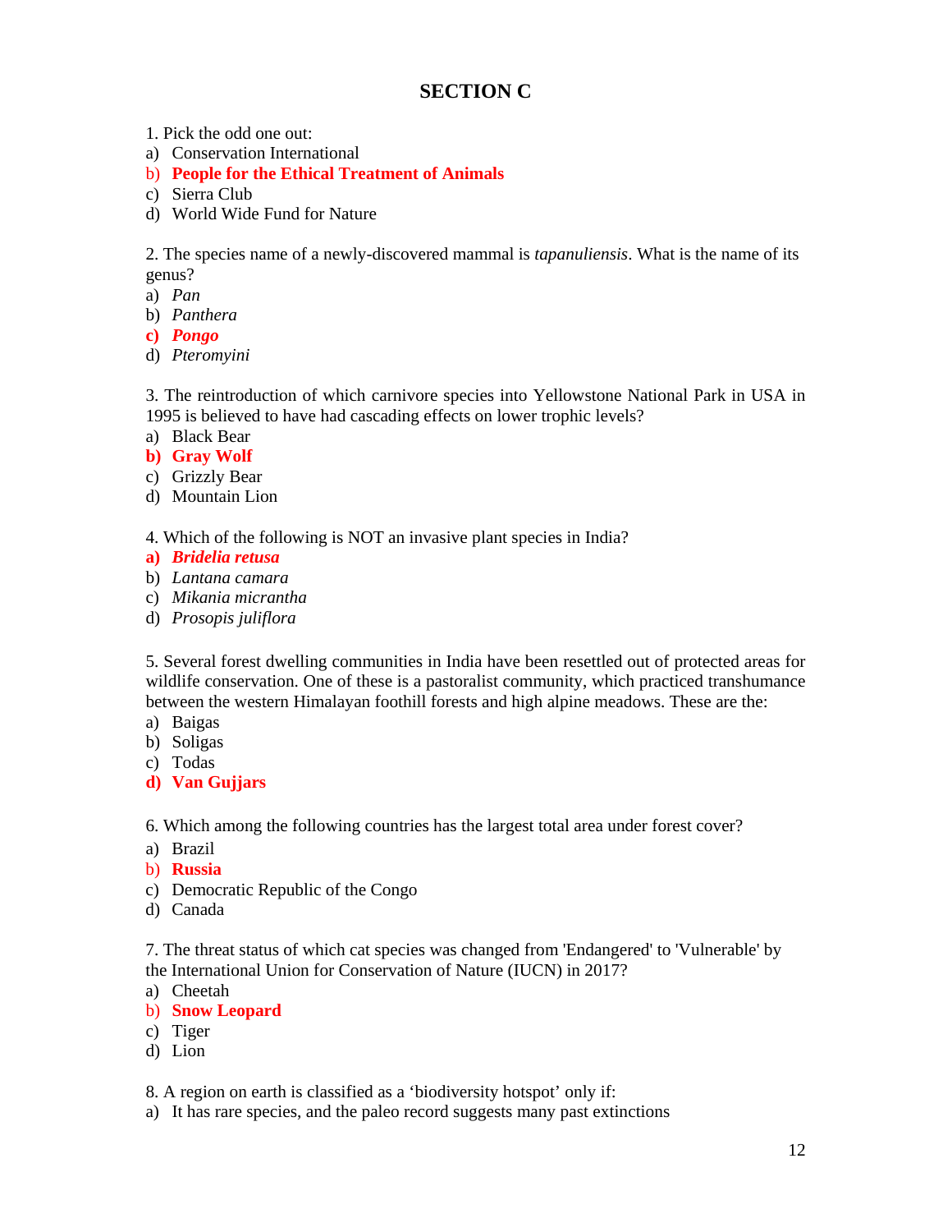## SECTION C

1. Pick the odd one out:

a) Conservation International
b) **People for the Ethical Treatment of Animals**
c) Sierra Club
d) World Wide Fund for Nature

2. The species name of a newly-discovered mammal is *tapanuliensis*. What is the name of its genus?

a) *Pan*
b) *Panthera*
**c) *Pongo***
d) *Pteromyini*

3. The reintroduction of which carnivore species into Yellowstone National Park in USA in 1995 is believed to have had cascading effects on lower trophic levels?

a) Black Bear
**b) Gray Wolf**
c) Grizzly Bear
d) Mountain Lion

4. Which of the following is NOT an invasive plant species in India?

**a) *Bridelia retusa***
b) *Lantana camara*
c) *Mikania micrantha*
d) *Prosopis juliflora*

5. Several forest dwelling communities in India have been resettled out of protected areas for wildlife conservation. One of these is a pastoralist community, which practiced transhumance between the western Himalayan foothill forests and high alpine meadows. These are the:

a) Baigas
b) Soligas
c) Todas
**d) Van Gujjars**

6. Which among the following countries has the largest total area under forest cover?

a) Brazil
b) **Russia**
c) Democratic Republic of the Congo
d) Canada

7. The threat status of which cat species was changed from 'Endangered' to 'Vulnerable' by the International Union for Conservation of Nature (IUCN) in 2017?

a) Cheetah
b) **Snow Leopard**
c) Tiger
d) Lion

8. A region on earth is classified as a 'biodiversity hotspot' only if:

a) It has rare species, and the paleo record suggests many past extinctions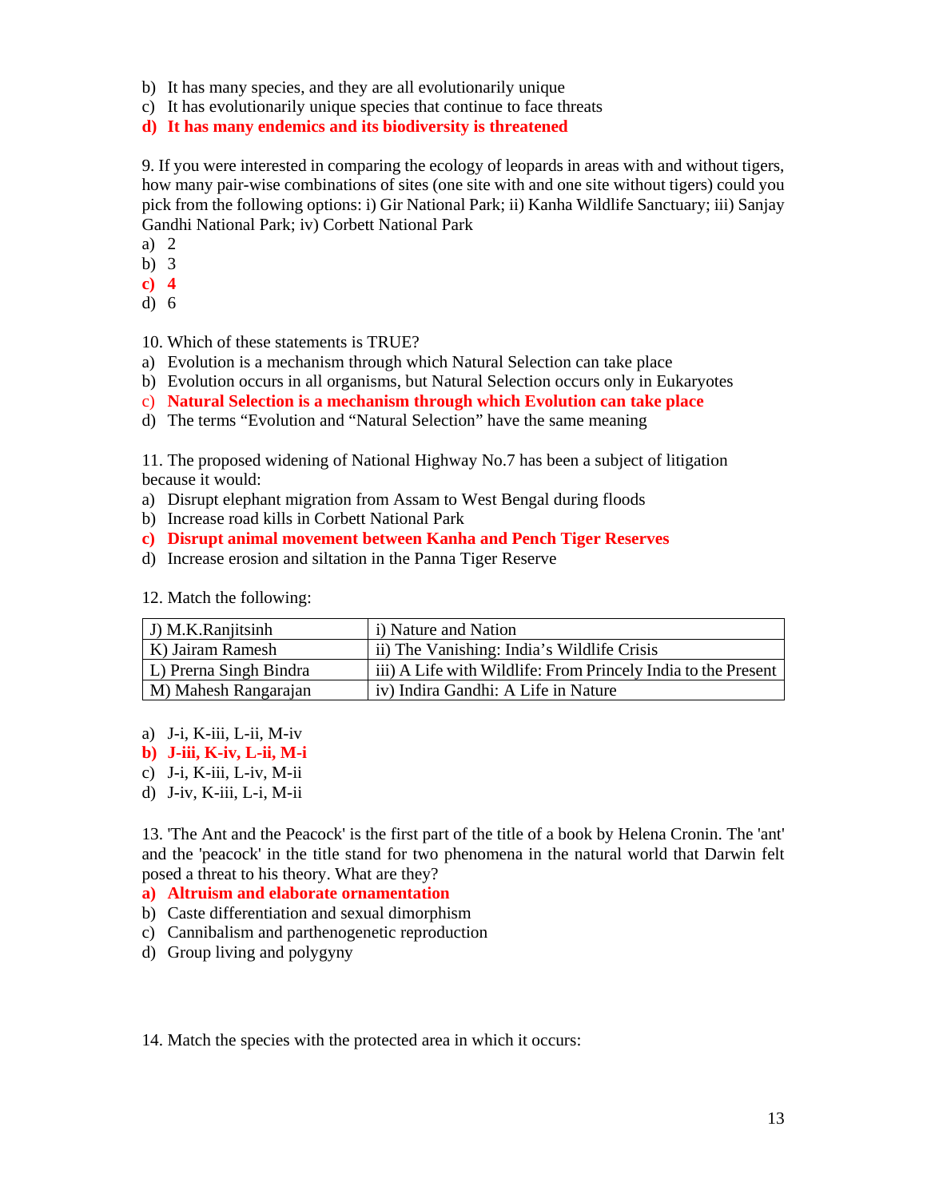b) It has many species, and they are all evolutionarily unique
c) It has evolutionarily unique species that continue to face threats
**d) It has many endemics and its biodiversity is threatened**

9. If you were interested in comparing the ecology of leopards in areas with and without tigers, how many pair-wise combinations of sites (one site with and one site without tigers) could you pick from the following options: i) Gir National Park; ii) Kanha Wildlife Sanctuary; iii) Sanjay Gandhi National Park; iv) Corbett National Park

a) 2
b) 3
**c) 4**
d) 6

10. Which of these statements is TRUE?

a) Evolution is a mechanism through which Natural Selection can take place
b) Evolution occurs in all organisms, but Natural Selection occurs only in Eukaryotes
c) **Natural Selection is a mechanism through which Evolution can take place**
d) The terms "Evolution and "Natural Selection" have the same meaning

11. The proposed widening of National Highway No.7 has been a subject of litigation because it would:

a) Disrupt elephant migration from Assam to West Bengal during floods
b) Increase road kills in Corbett National Park
**c) Disrupt animal movement between Kanha and Pench Tiger Reserves**
d) Increase erosion and siltation in the Panna Tiger Reserve

12. Match the following:

| | |
|---|---|
| J) M.K.Ranjitsinh | i) Nature and Nation |
| K) Jairam Ramesh | ii) The Vanishing: India's Wildlife Crisis |
| L) Prerna Singh Bindra | iii) A Life with Wildlife: From Princely India to the Present |
| M) Mahesh Rangarajan | iv) Indira Gandhi: A Life in Nature |

a) J-i, K-iii, L-ii, M-iv
**b) J-iii, K-iv, L-ii, M-i**
c) J-i, K-iii, L-iv, M-ii
d) J-iv, K-iii, L-i, M-ii

13. 'The Ant and the Peacock' is the first part of the title of a book by Helena Cronin. The 'ant' and the 'peacock' in the title stand for two phenomena in the natural world that Darwin felt posed a threat to his theory. What are they?

**a) Altruism and elaborate ornamentation**
b) Caste differentiation and sexual dimorphism
c) Cannibalism and parthenogenetic reproduction
d) Group living and polygyny

14. Match the species with the protected area in which it occurs: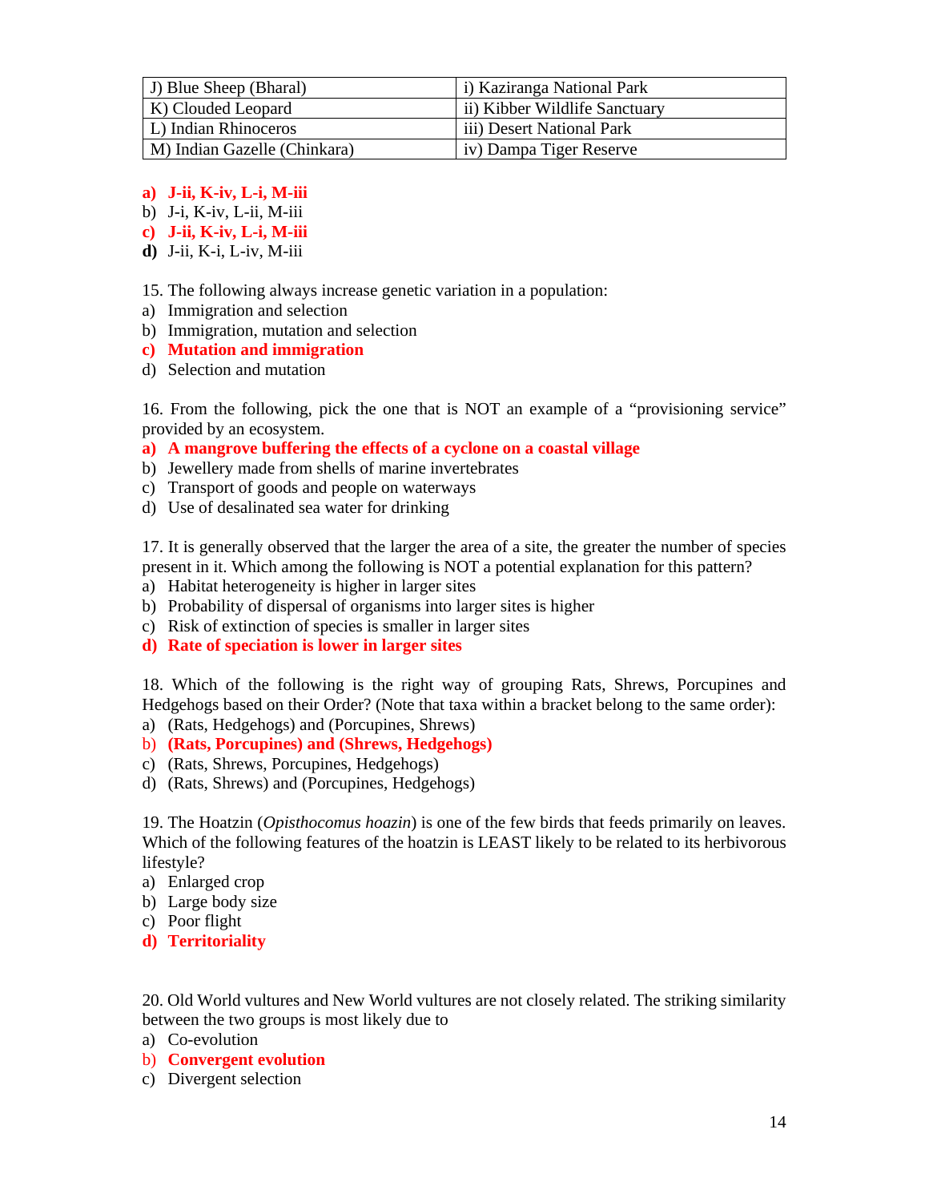| J) Blue Sheep (Bharal) | i) Kaziranga National Park |
|---|---|
| K) Clouded Leopard | ii) Kibber Wildlife Sanctuary |
| L) Indian Rhinoceros | iii) Desert National Park |
| M) Indian Gazelle (Chinkara) | iv) Dampa Tiger Reserve |

**a) J-ii, K-iv, L-i, M-iii**
b) J-i, K-iv, L-ii, M-iii
**c) J-ii, K-iv, L-i, M-iii**
**d)** J-ii, K-i, L-iv, M-iii

15. The following always increase genetic variation in a population:
a) Immigration and selection
b) Immigration, mutation and selection
**c) Mutation and immigration**
d) Selection and mutation

16. From the following, pick the one that is NOT an example of a "provisioning service" provided by an ecosystem.
**a) A mangrove buffering the effects of a cyclone on a coastal village**
b) Jewellery made from shells of marine invertebrates
c) Transport of goods and people on waterways
d) Use of desalinated sea water for drinking

17. It is generally observed that the larger the area of a site, the greater the number of species present in it. Which among the following is NOT a potential explanation for this pattern?
a) Habitat heterogeneity is higher in larger sites
b) Probability of dispersal of organisms into larger sites is higher
c) Risk of extinction of species is smaller in larger sites
**d) Rate of speciation is lower in larger sites**

18. Which of the following is the right way of grouping Rats, Shrews, Porcupines and Hedgehogs based on their Order? (Note that taxa within a bracket belong to the same order):
a) (Rats, Hedgehogs) and (Porcupines, Shrews)
b) **(Rats, Porcupines) and (Shrews, Hedgehogs)**
c) (Rats, Shrews, Porcupines, Hedgehogs)
d) (Rats, Shrews) and (Porcupines, Hedgehogs)

19. The Hoatzin (*Opisthocomus hoazin*) is one of the few birds that feeds primarily on leaves. Which of the following features of the hoatzin is LEAST likely to be related to its herbivorous lifestyle?
a) Enlarged crop
b) Large body size
c) Poor flight
**d) Territoriality**

20. Old World vultures and New World vultures are not closely related. The striking similarity between the two groups is most likely due to
a) Co-evolution
b) **Convergent evolution**
c) Divergent selection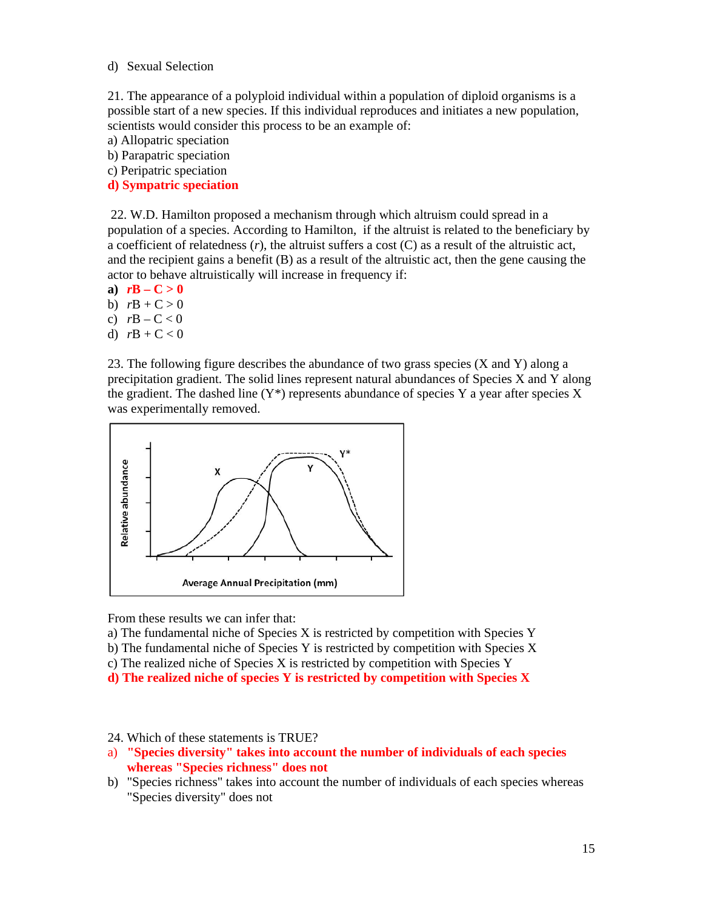d) Sexual Selection

21. The appearance of a polyploid individual within a population of diploid organisms is a possible start of a new species. If this individual reproduces and initiates a new population, scientists would consider this process to be an example of:
a) Allopatric speciation
b) Parapatric speciation
c) Peripatric speciation
**d) Sympatric speciation**

22. W.D. Hamilton proposed a mechanism through which altruism could spread in a population of a species. According to Hamilton, if the altruist is related to the beneficiary by a coefficient of relatedness (*r*), the altruist suffers a cost (C) as a result of the altruistic act, and the recipient gains a benefit (B) as a result of the altruistic act, then the gene causing the actor to behave altruistically will increase in frequency if:
**a) $rB - C > 0$**
b) $rB + C > 0$
c) $rB - C < 0$
d) $rB + C < 0$

23. The following figure describes the abundance of two grass species (X and Y) along a precipitation gradient. The solid lines represent natural abundances of Species X and Y along the gradient. The dashed line (Y*) represents abundance of species Y a year after species X was experimentally removed.

From these results we can infer that:
a) The fundamental niche of Species X is restricted by competition with Species Y
b) The fundamental niche of Species Y is restricted by competition with Species X
c) The realized niche of Species X is restricted by competition with Species Y
**d) The realized niche of species Y is restricted by competition with Species X**

24. Which of these statements is TRUE?
**a) "Species diversity" takes into account the number of individuals of each species whereas "Species richness" does not**
b) "Species richness" takes into account the number of individuals of each species whereas "Species diversity" does not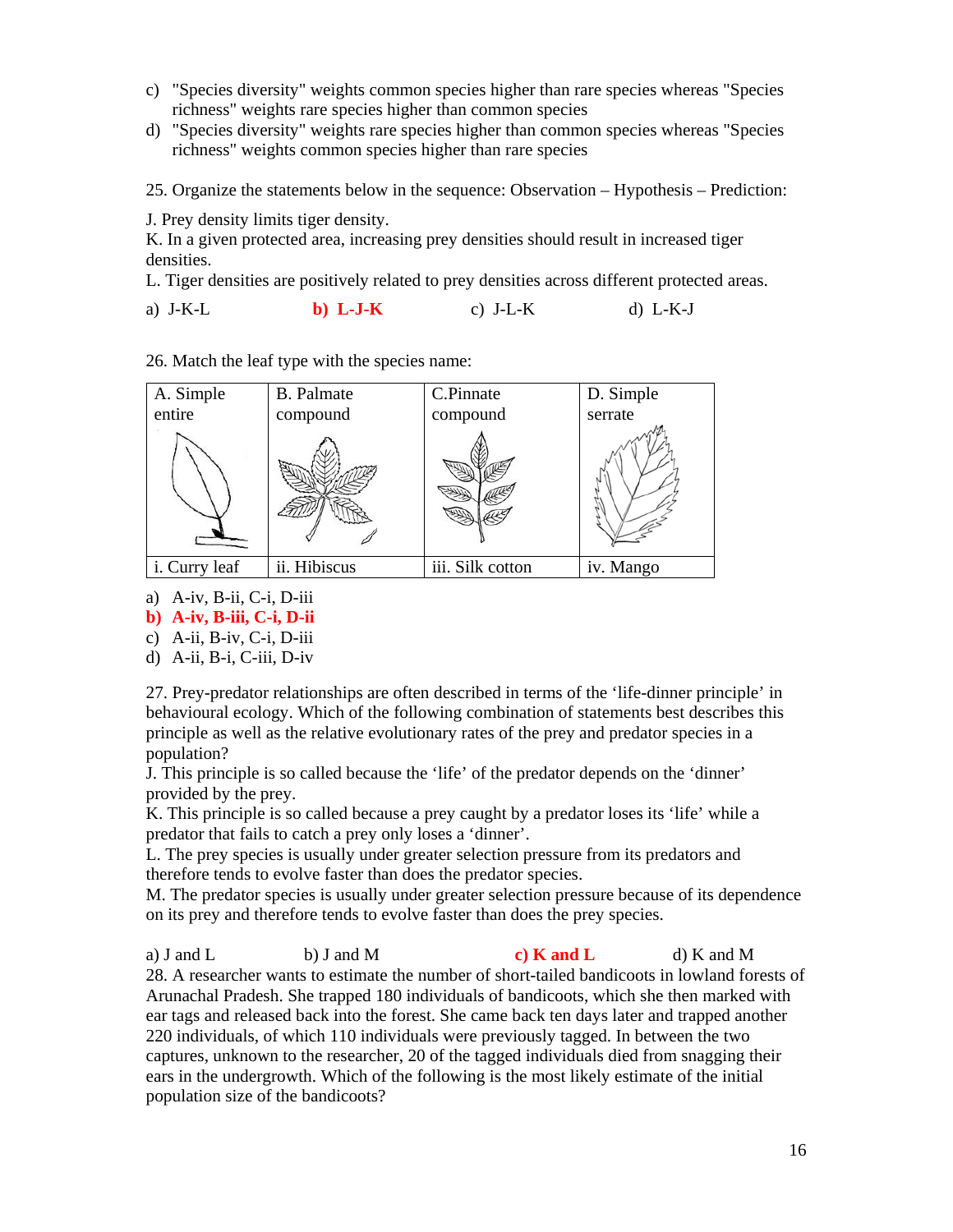c) "Species diversity" weights common species higher than rare species whereas "Species richness" weights rare species higher than common species
d) "Species diversity" weights rare species higher than common species whereas "Species richness" weights common species higher than rare species

25. Organize the statements below in the sequence: Observation – Hypothesis – Prediction:

J. Prey density limits tiger density.
K. In a given protected area, increasing prey densities should result in increased tiger densities.
L. Tiger densities are positively related to prey densities across different protected areas.

a) J-K-L **b) L-J-K** c) J-L-K d) L-K-J

26. Match the leaf type with the species name:

| A. Simple entire | B. Palmate compound | C.Pinnate compound | D. Simple serrate |
|---|---|---|---|
| i. Curry leaf | ii. Hibiscus | iii. Silk cotton | iv. Mango |

a) A-iv, B-ii, C-i, D-iii
**b) A-iv, B-iii, C-i, D-ii**
c) A-ii, B-iv, C-i, D-iii
d) A-ii, B-i, C-iii, D-iv

27. Prey-predator relationships are often described in terms of the 'life-dinner principle' in behavioural ecology. Which of the following combination of statements best describes this principle as well as the relative evolutionary rates of the prey and predator species in a population?
J. This principle is so called because the 'life' of the predator depends on the 'dinner' provided by the prey.
K. This principle is so called because a prey caught by a predator loses its 'life' while a predator that fails to catch a prey only loses a 'dinner'.
L. The prey species is usually under greater selection pressure from its predators and therefore tends to evolve faster than does the predator species.
M. The predator species is usually under greater selection pressure because of its dependence on its prey and therefore tends to evolve faster than does the prey species.

a) J and L b) J and M **c) K and L** d) K and M

28. A researcher wants to estimate the number of short-tailed bandicoots in lowland forests of Arunachal Pradesh. She trapped 180 individuals of bandicoots, which she then marked with ear tags and released back into the forest. She came back ten days later and trapped another 220 individuals, of which 110 individuals were previously tagged. In between the two captures, unknown to the researcher, 20 of the tagged individuals died from snagging their ears in the undergrowth. Which of the following is the most likely estimate of the initial population size of the bandicoots?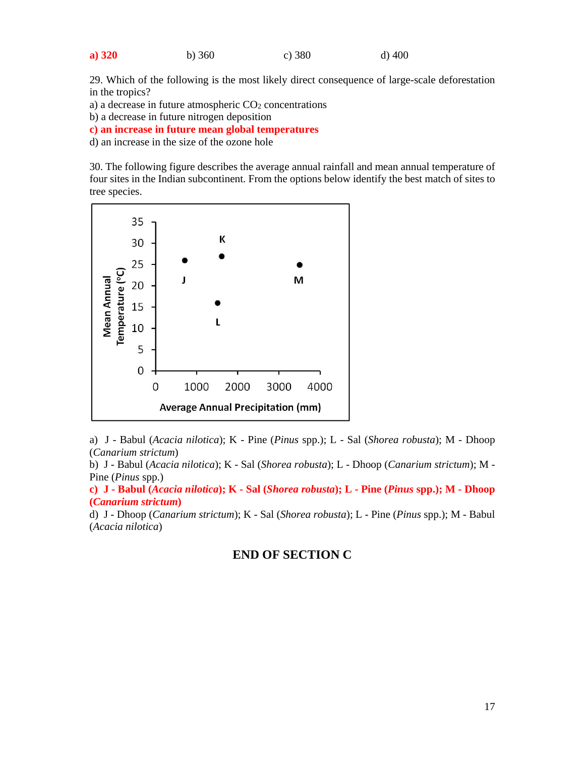**a) 320** b) 360 c) 380 d) 400

29. Which of the following is the most likely direct consequence of large-scale deforestation in the tropics?

a) a decrease in future atmospheric $CO_2$ concentrations
b) a decrease in future nitrogen deposition
**c) an increase in future mean global temperatures**
d) an increase in the size of the ozone hole

30. The following figure describes the average annual rainfall and mean annual temperature of four sites in the Indian subcontinent. From the options below identify the best match of sites to tree species.

a) J - Babul (*Acacia nilotica*); K - Pine (*Pinus* spp.); L - Sal (*Shorea robusta*); M - Dhoop (*Canarium strictum*)
b) J - Babul (*Acacia nilotica*); K - Sal (*Shorea robusta*); L - Dhoop (*Canarium strictum*); M - Pine (*Pinus* spp.)
**c) J - Babul (*Acacia nilotica*); K - Sal (*Shorea robusta*); L - Pine (*Pinus* spp.); M - Dhoop (*Canarium strictum*)**
d) J - Dhoop (*Canarium strictum*); K - Sal (*Shorea robusta*); L - Pine (*Pinus* spp.); M - Babul (*Acacia nilotica*)

## END OF SECTION C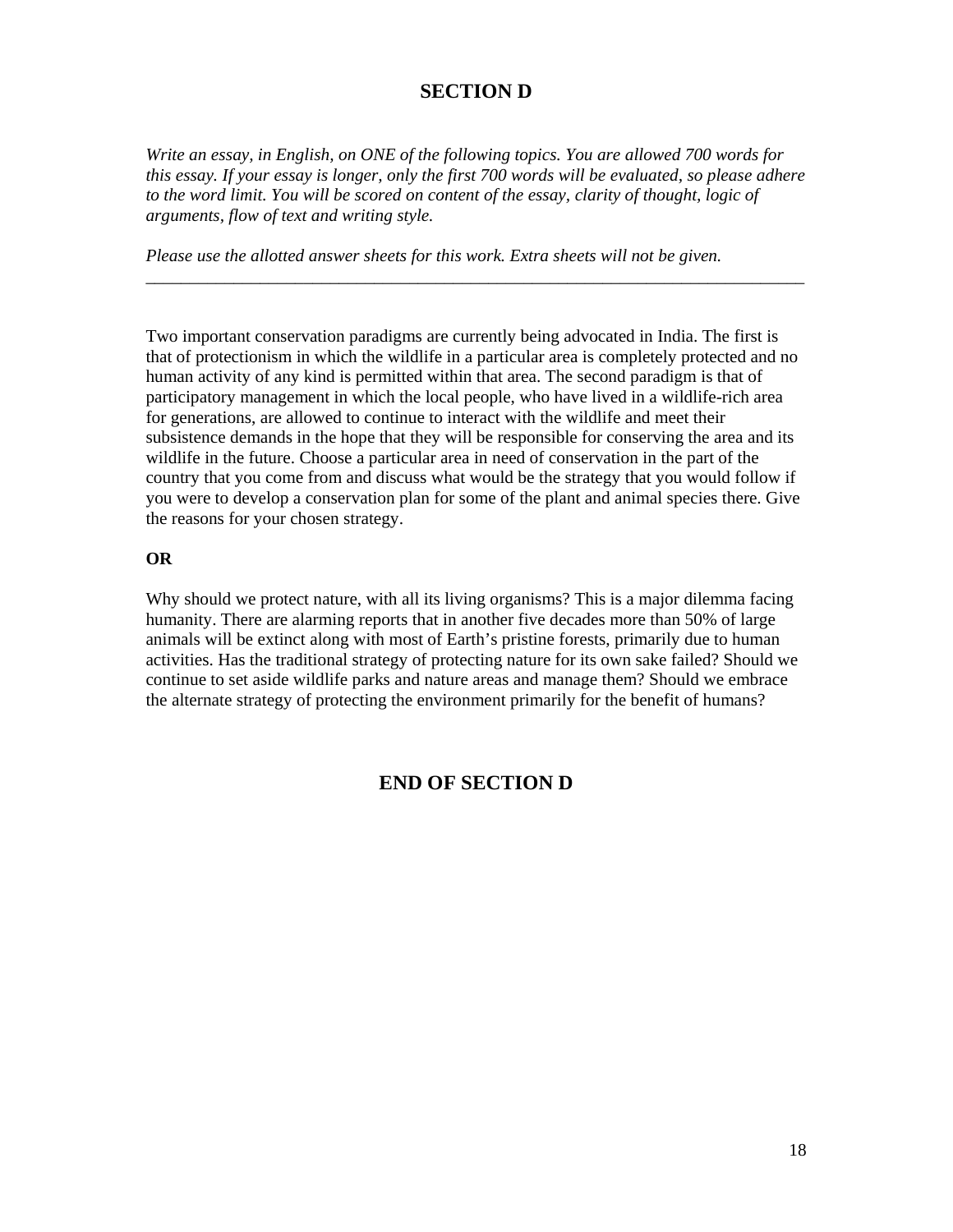## SECTION D

*Write an essay, in English, on ONE of the following topics. You are allowed 700 words for this essay. If your essay is longer, only the first 700 words will be evaluated, so please adhere to the word limit. You will be scored on content of the essay, clarity of thought, logic of arguments, flow of text and writing style.*

*Please use the allotted answer sheets for this work. Extra sheets will not be given.*

---

Two important conservation paradigms are currently being advocated in India. The first is that of protectionism in which the wildlife in a particular area is completely protected and no human activity of any kind is permitted within that area. The second paradigm is that of participatory management in which the local people, who have lived in a wildlife-rich area for generations, are allowed to continue to interact with the wildlife and meet their subsistence demands in the hope that they will be responsible for conserving the area and its wildlife in the future. Choose a particular area in need of conservation in the part of the country that you come from and discuss what would be the strategy that you would follow if you were to develop a conservation plan for some of the plant and animal species there. Give the reasons for your chosen strategy.

**OR**

Why should we protect nature, with all its living organisms? This is a major dilemma facing humanity. There are alarming reports that in another five decades more than 50% of large animals will be extinct along with most of Earth's pristine forests, primarily due to human activities. Has the traditional strategy of protecting nature for its own sake failed? Should we continue to set aside wildlife parks and nature areas and manage them? Should we embrace the alternate strategy of protecting the environment primarily for the benefit of humans?

## END OF SECTION D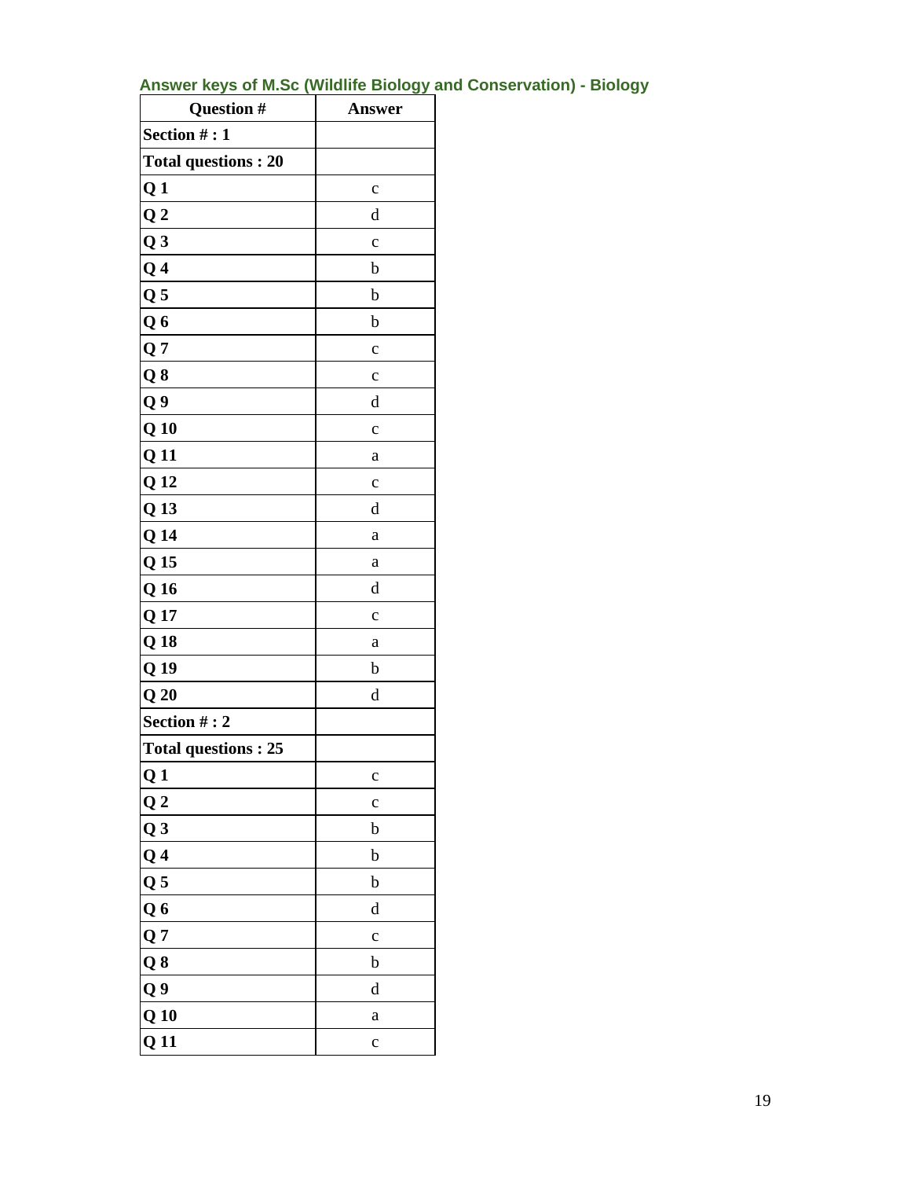## Answer keys of M.Sc (Wildlife Biology and Conservation) - Biology

| Question # | Answer |
|---|---|
| **Section # : 1** | |
| **Total questions : 20** | |
| **Q 1** | c |
| **Q 2** | d |
| **Q 3** | c |
| **Q 4** | b |
| **Q 5** | b |
| **Q 6** | b |
| **Q 7** | c |
| **Q 8** | c |
| **Q 9** | d |
| **Q 10** | c |
| **Q 11** | a |
| **Q 12** | c |
| **Q 13** | d |
| **Q 14** | a |
| **Q 15** | a |
| **Q 16** | d |
| **Q 17** | c |
| **Q 18** | a |
| **Q 19** | b |
| **Q 20** | d |
| **Section # : 2** | |
| **Total questions : 25** | |
| **Q 1** | c |
| **Q 2** | c |
| **Q 3** | b |
| **Q 4** | b |
| **Q 5** | b |
| **Q 6** | d |
| **Q 7** | c |
| **Q 8** | b |
| **Q 9** | d |
| **Q 10** | a |
| **Q 11** | c |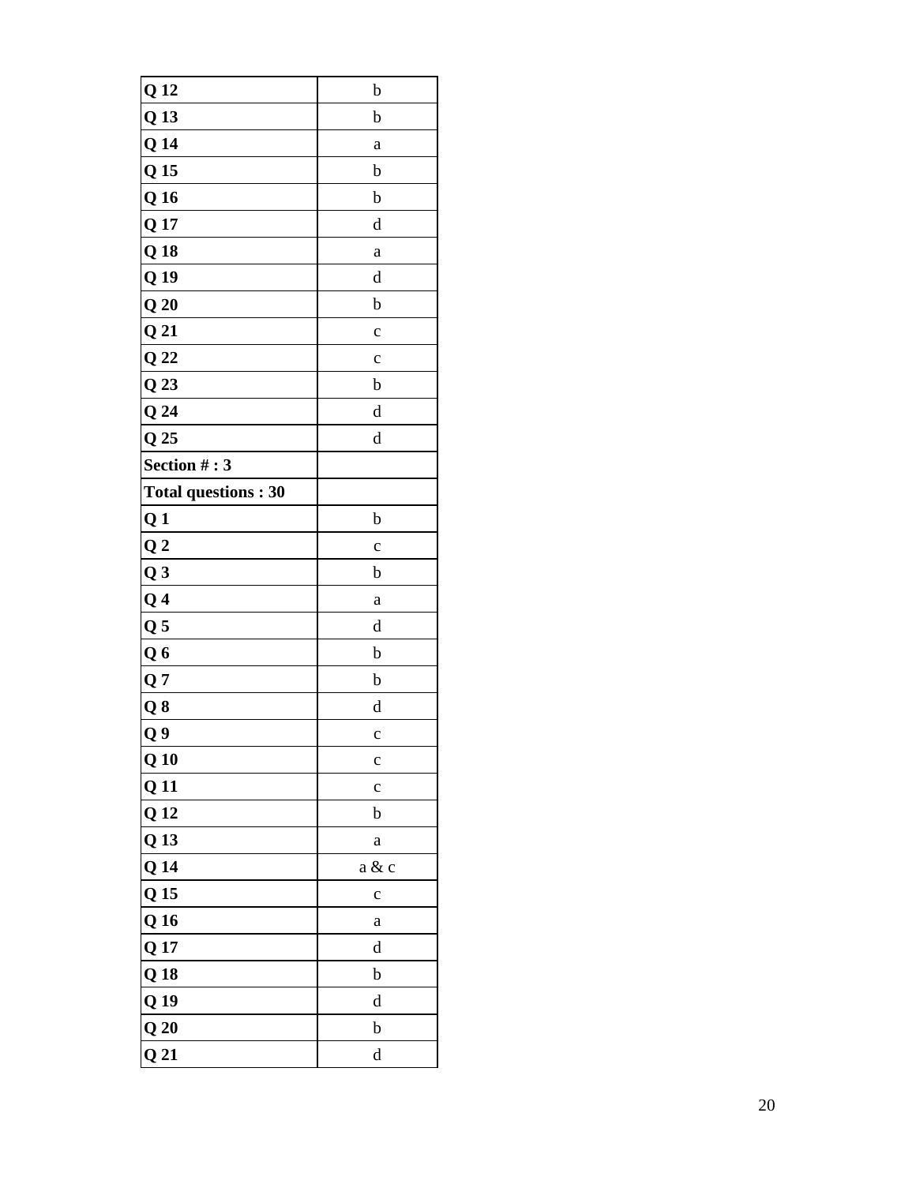| Q 12 | b |
|---|---|
| Q 13 | b |
| Q 14 | a |
| Q 15 | b |
| Q 16 | b |
| Q 17 | d |
| Q 18 | a |
| Q 19 | d |
| Q 20 | b |
| Q 21 | c |
| Q 22 | c |
| Q 23 | b |
| Q 24 | d |
| Q 25 | d |
| **Section # : 3** | |
| **Total questions : 30** | |
| Q 1 | b |
| Q 2 | c |
| Q 3 | b |
| Q 4 | a |
| Q 5 | d |
| Q 6 | b |
| Q 7 | b |
| Q 8 | d |
| Q 9 | c |
| Q 10 | c |
| Q 11 | c |
| Q 12 | b |
| Q 13 | a |
| Q 14 | a & c |
| Q 15 | c |
| Q 16 | a |
| Q 17 | d |
| Q 18 | b |
| Q 19 | d |
| Q 20 | b |
| Q 21 | d |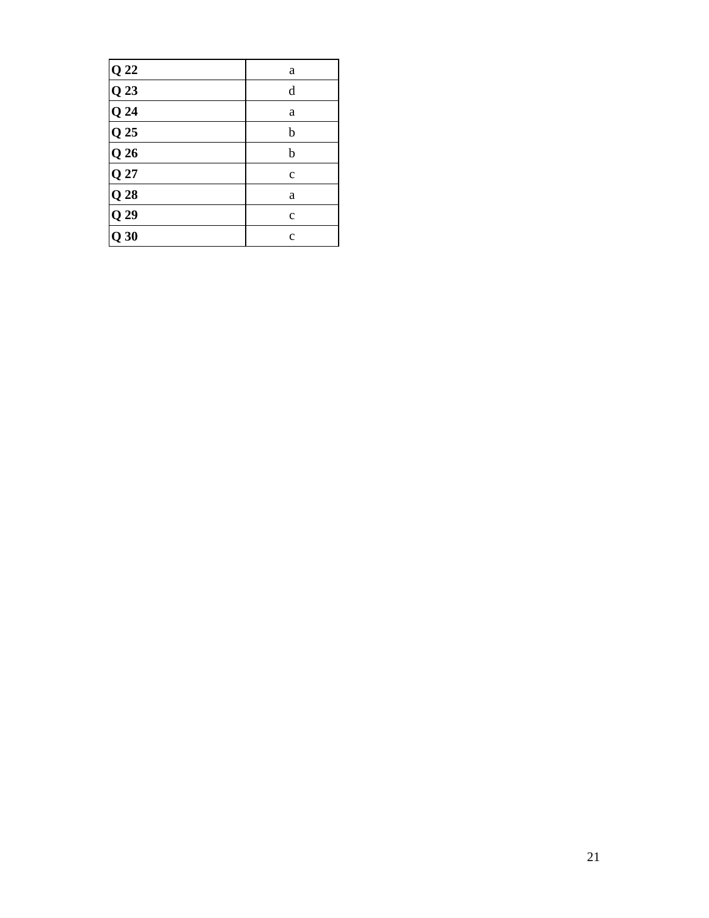| | |
|---|---|
| **Q 22** | a |
| **Q 23** | d |
| **Q 24** | a |
| **Q 25** | b |
| **Q 26** | b |
| **Q 27** | c |
| **Q 28** | a |
| **Q 29** | c |
| **Q 30** | c |